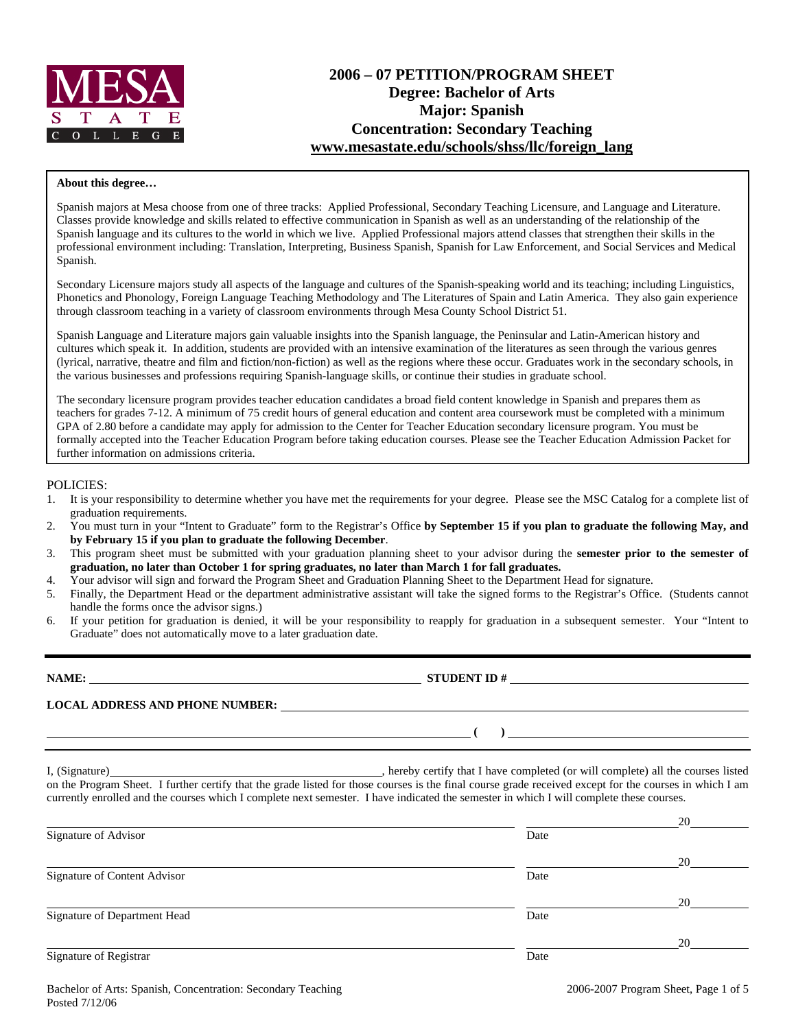MESA STATE COLLEGE

# 2006 – 07 PETITION/PROGRAM SHEET
## Degree: Bachelor of Arts
## Major: Spanish
## Concentration: Secondary Teaching
## www.mesastate.edu/schools/shss/llc/foreign_lang

**About this degree…**

Spanish majors at Mesa choose from one of three tracks: Applied Professional, Secondary Teaching Licensure, and Language and Literature. Classes provide knowledge and skills related to effective communication in Spanish as well as an understanding of the relationship of the Spanish language and its cultures to the world in which we live. Applied Professional majors attend classes that strengthen their skills in the professional environment including: Translation, Interpreting, Business Spanish, Spanish for Law Enforcement, and Social Services and Medical Spanish.

Secondary Licensure majors study all aspects of the language and cultures of the Spanish-speaking world and its teaching; including Linguistics, Phonetics and Phonology, Foreign Language Teaching Methodology and The Literatures of Spain and Latin America. They also gain experience through classroom teaching in a variety of classroom environments through Mesa County School District 51.

Spanish Language and Literature majors gain valuable insights into the Spanish language, the Peninsular and Latin-American history and cultures which speak it. In addition, students are provided with an intensive examination of the literatures as seen through the various genres (lyrical, narrative, theatre and film and fiction/non-fiction) as well as the regions where these occur. Graduates work in the secondary schools, in the various businesses and professions requiring Spanish-language skills, or continue their studies in graduate school.

The secondary licensure program provides teacher education candidates a broad field content knowledge in Spanish and prepares them as teachers for grades 7-12. A minimum of 75 credit hours of general education and content area coursework must be completed with a minimum GPA of 2.80 before a candidate may apply for admission to the Center for Teacher Education secondary licensure program. You must be formally accepted into the Teacher Education Program before taking education courses. Please see the Teacher Education Admission Packet for further information on admissions criteria.

POLICIES:

1. It is your responsibility to determine whether you have met the requirements for your degree. Please see the MSC Catalog for a complete list of graduation requirements.
2. You must turn in your "Intent to Graduate" form to the Registrar's Office **by September 15 if you plan to graduate the following May, and by February 15 if you plan to graduate the following December**.
3. This program sheet must be submitted with your graduation planning sheet to your advisor during the **semester prior to the semester of graduation, no later than October 1 for spring graduates, no later than March 1 for fall graduates.**
4. Your advisor will sign and forward the Program Sheet and Graduation Planning Sheet to the Department Head for signature.
5. Finally, the Department Head or the department administrative assistant will take the signed forms to the Registrar's Office. (Students cannot handle the forms once the advisor signs.)
6. If your petition for graduation is denied, it will be your responsibility to reapply for graduation in a subsequent semester. Your "Intent to Graduate" does not automatically move to a later graduation date.

---

**NAME:** ______________________________ **STUDENT ID #** ______________________________

**LOCAL ADDRESS AND PHONE NUMBER:** ______________________________

______________________________ **( )** ______________________________

I, (Signature)______________________________, hereby certify that I have completed (or will complete) all the courses listed on the Program Sheet. I further certify that the grade listed for those courses is the final course grade received except for the courses in which I am currently enrolled and the courses which I complete next semester. I have indicated the semester in which I will complete these courses.

______________________________ ______________ 20______
Signature of Advisor Date

______________________________ ______________ 20______
Signature of Content Advisor Date

______________________________ ______________ 20______
Signature of Department Head Date

______________________________ ______________ 20______
Signature of Registrar Date

Bachelor of Arts: Spanish, Concentration: Secondary Teaching
Posted 7/12/06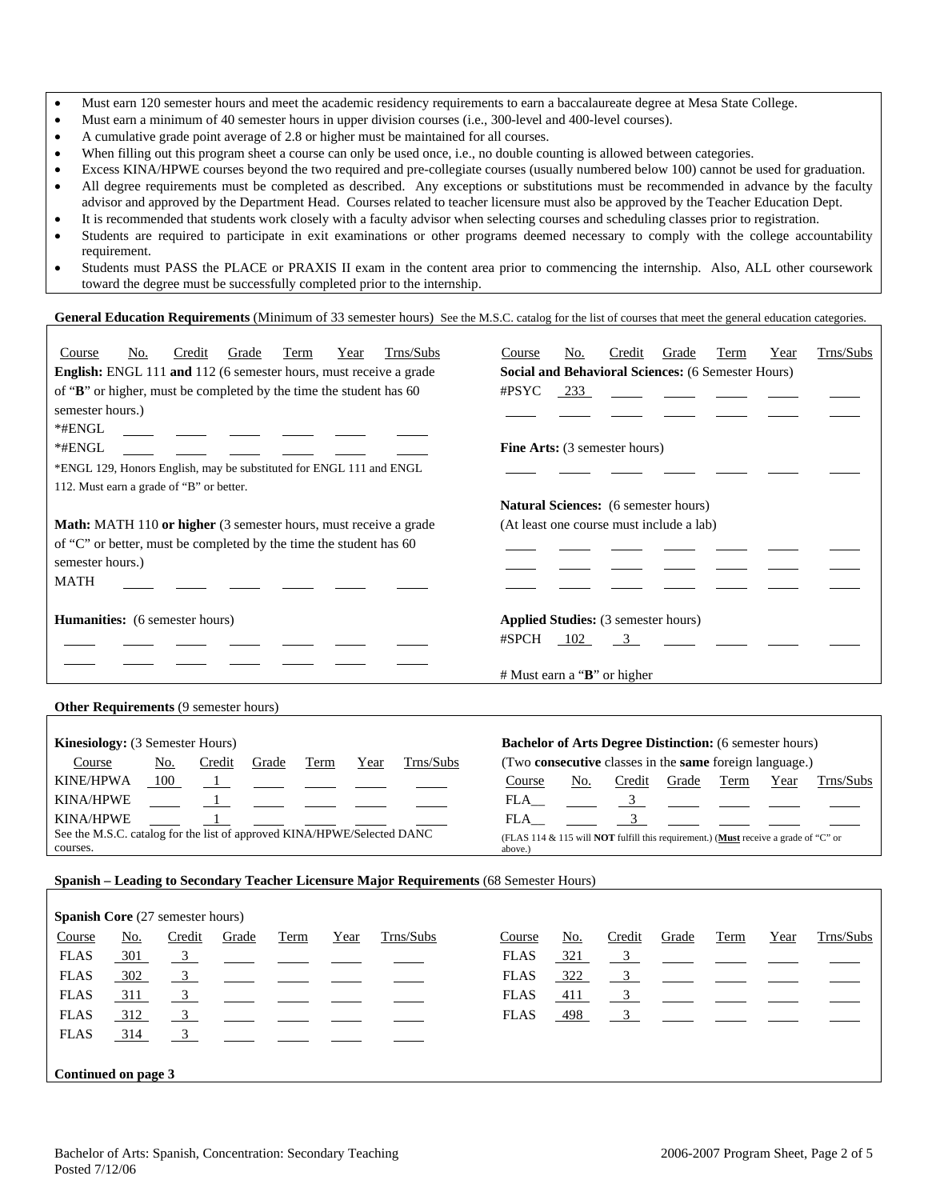- Must earn 120 semester hours and meet the academic residency requirements to earn a baccalaureate degree at Mesa State College.
- Must earn a minimum of 40 semester hours in upper division courses (i.e., 300-level and 400-level courses).
- A cumulative grade point average of 2.8 or higher must be maintained for all courses.
- When filling out this program sheet a course can only be used once, i.e., no double counting is allowed between categories.
- Excess KINA/HPWE courses beyond the two required and pre-collegiate courses (usually numbered below 100) cannot be used for graduation.
- All degree requirements must be completed as described. Any exceptions or substitutions must be recommended in advance by the faculty advisor and approved by the Department Head. Courses related to teacher licensure must also be approved by the Teacher Education Dept.
- It is recommended that students work closely with a faculty advisor when selecting courses and scheduling classes prior to registration.
- Students are required to participate in exit examinations or other programs deemed necessary to comply with the college accountability requirement.
- Students must PASS the PLACE or PRAXIS II exam in the content area prior to commencing the internship. Also, ALL other coursework toward the degree must be successfully completed prior to the internship.

**General Education Requirements** (Minimum of 33 semester hours) See the M.S.C. catalog for the list of courses that meet the general education categories.

**English:** ENGL 111 **and** 112 (6 semester hours, must receive a grade of "**B**" or higher, must be completed by the time the student has 60 semester hours.)

| Course | No. | Credit | Grade | Term | Year | Trns/Subs |
|---|---|---|---|---|---|---|
| *#ENGL | | | | | | |
| *#ENGL | | | | | | |

*ENGL 129, Honors English, may be substituted for ENGL 111 and ENGL 112. Must earn a grade of "B" or better.

**Math:** MATH 110 **or higher** (3 semester hours, must receive a grade of "C" or better, must be completed by the time the student has 60 semester hours.)

| Course | No. | Credit | Grade | Term | Year | Trns/Subs |
|---|---|---|---|---|---|---|
| MATH | | | | | | |

**Humanities:** (6 semester hours)

| Course | No. | Credit | Grade | Term | Year | Trns/Subs |
|---|---|---|---|---|---|---|
| | | | | | | |
| | | | | | | |

**Social and Behavioral Sciences:** (6 Semester Hours)

| Course | No. | Credit | Grade | Term | Year | Trns/Subs |
|---|---|---|---|---|---|---|
| #PSYC | 233 | | | | | |
| | | | | | | |

**Fine Arts:** (3 semester hours)

| Course | No. | Credit | Grade | Term | Year | Trns/Subs |
|---|---|---|---|---|---|---|
| | | | | | | |

**Natural Sciences:** (6 semester hours)
(At least one course must include a lab)

| Course | No. | Credit | Grade | Term | Year | Trns/Subs |
|---|---|---|---|---|---|---|
| | | | | | | |
| | | | | | | |
| | | | | | | |

**Applied Studies:** (3 semester hours)

| Course | No. | Credit | Grade | Term | Year | Trns/Subs |
|---|---|---|---|---|---|---|
| #SPCH | 102 | 3 | | | | |

# Must earn a "**B**" or higher

**Other Requirements** (9 semester hours)

**Kinesiology:** (3 Semester Hours)

| Course | No. | Credit | Grade | Term | Year | Trns/Subs |
|---|---|---|---|---|---|---|
| KINE/HPWA | 100 | 1 | | | | |
| KINA/HPWE | | 1 | | | | |
| KINA/HPWE | | 1 | | | | |

See the M.S.C. catalog for the list of approved KINA/HPWE/Selected DANC courses.

**Bachelor of Arts Degree Distinction:** (6 semester hours)
(Two **consecutive** classes in the **same** foreign language.)

| Course | No. | Credit | Grade | Term | Year | Trns/Subs |
|---|---|---|---|---|---|---|
| FLA__ | | 3 | | | | |
| FLA__ | | 3 | | | | |

(FLAS 114 & 115 will **NOT** fulfill this requirement.) (**Must** receive a grade of "C" or above.)

**Spanish – Leading to Secondary Teacher Licensure Major Requirements** (68 Semester Hours)

**Spanish Core** (27 semester hours)

| Course | No. | Credit | Grade | Term | Year | Trns/Subs |
|---|---|---|---|---|---|---|
| FLAS | 301 | 3 | | | | |
| FLAS | 302 | 3 | | | | |
| FLAS | 311 | 3 | | | | |
| FLAS | 312 | 3 | | | | |
| FLAS | 314 | 3 | | | | |
| FLAS | 321 | 3 | | | | |
| FLAS | 322 | 3 | | | | |
| FLAS | 411 | 3 | | | | |
| FLAS | 498 | 3 | | | | |

**Continued on page 3**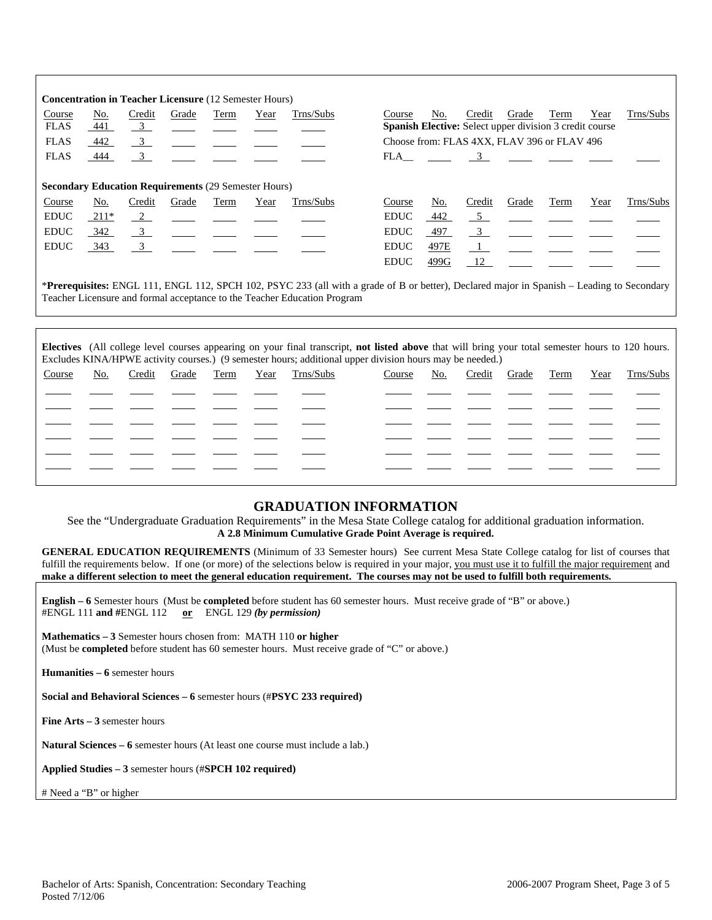**Concentration in Teacher Licensure** (12 Semester Hours)

| Course | No. | Credit | Grade | Term | Year | Trns/Subs |
|---|---|---|---|---|---|---|
| FLAS | 441 | 3 | | | | |
| FLAS | 442 | 3 | | | | |
| FLAS | 444 | 3 | | | | |

| Course | No. | Credit | Grade | Term | Year | Trns/Subs |
|---|---|---|---|---|---|---|
| **Spanish Elective:** Select upper division 3 credit course | | | | | | |
| Choose from: FLAS 4XX, FLAV 396 or FLAV 496 | | | | | | |
| FLA__ | | 3 | | | | |

**Secondary Education Requirements** (29 Semester Hours)

| Course | No. | Credit | Grade | Term | Year | Trns/Subs |
|---|---|---|---|---|---|---|
| EDUC | 211* | 2 | | | | |
| EDUC | 342 | 3 | | | | |
| EDUC | 343 | 3 | | | | |

| Course | No. | Credit | Grade | Term | Year | Trns/Subs |
|---|---|---|---|---|---|---|
| EDUC | 442 | 5 | | | | |
| EDUC | 497 | 3 | | | | |
| EDUC | 497E | 1 | | | | |
| EDUC | 499G | 12 | | | | |

\***Prerequisites:** ENGL 111, ENGL 112, SPCH 102, PSYC 233 (all with a grade of B or better), Declared major in Spanish – Leading to Secondary Teacher Licensure and formal acceptance to the Teacher Education Program

**Electives** (All college level courses appearing on your final transcript, **not listed above** that will bring your total semester hours to 120 hours. Excludes KINA/HPWE activity courses.) (9 semester hours; additional upper division hours may be needed.)

| Course | No. | Credit | Grade | Term | Year | Trns/Subs | Course | No. | Credit | Grade | Term | Year | Trns/Subs |
|---|---|---|---|---|---|---|---|---|---|---|---|---|---|
| | | | | | | | | | | | | | |
| | | | | | | | | | | | | | |
| | | | | | | | | | | | | | |
| | | | | | | | | | | | | | |
| | | | | | | | | | | | | | |
| | | | | | | | | | | | | | |

## GRADUATION INFORMATION

See the "Undergraduate Graduation Requirements" in the Mesa State College catalog for additional graduation information.
**A 2.8 Minimum Cumulative Grade Point Average is required.**

**GENERAL EDUCATION REQUIREMENTS** (Minimum of 33 Semester hours) See current Mesa State College catalog for list of courses that fulfill the requirements below. If one (or more) of the selections below is required in your major, you must use it to fulfill the major requirement and **make a different selection to meet the general education requirement. The courses may not be used to fulfill both requirements.**

**English – 6** Semester hours (Must be **completed** before student has 60 semester hours. Must receive grade of "B" or above.)
#ENGL 111 **and** #ENGL 112 **or** ENGL 129 ***(by permission)***

**Mathematics – 3** Semester hours chosen from: MATH 110 **or higher**
(Must be **completed** before student has 60 semester hours. Must receive grade of "C" or above.)

**Humanities – 6** semester hours

**Social and Behavioral Sciences – 6** semester hours (#**PSYC 233 required)**

**Fine Arts – 3** semester hours

**Natural Sciences – 6** semester hours (At least one course must include a lab.)

**Applied Studies – 3** semester hours (#**SPCH 102 required)**

# Need a "B" or higher

Bachelor of Arts: Spanish, Concentration: Secondary Teaching
Posted 7/12/06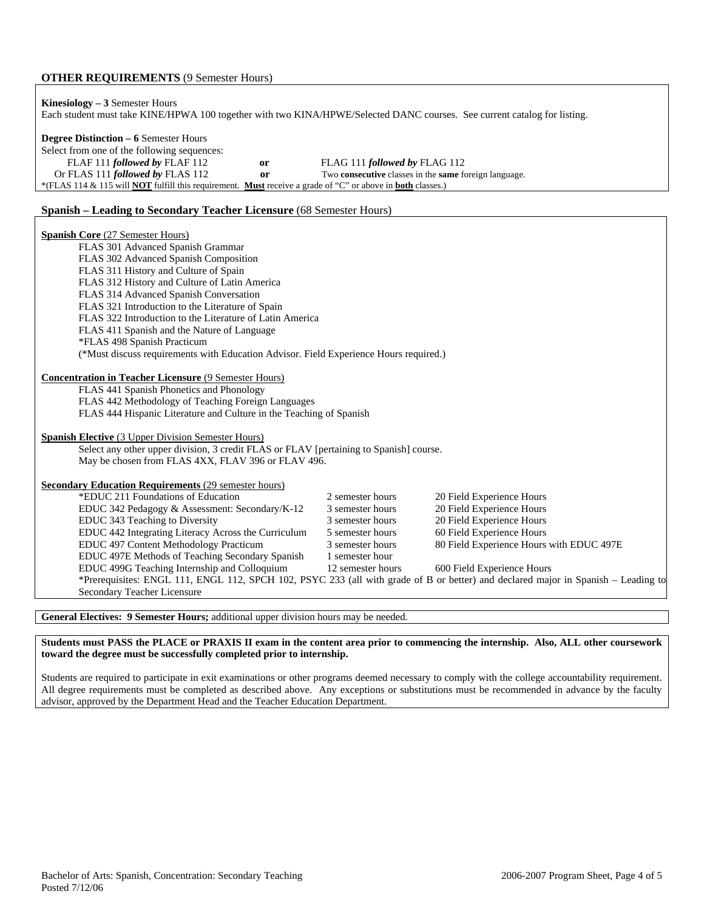## **OTHER REQUIREMENTS** (9 Semester Hours)

**Kinesiology – 3** Semester Hours
Each student must take KINE/HPWA 100 together with two KINA/HPWE/Selected DANC courses. See current catalog for listing.

**Degree Distinction – 6** Semester Hours
Select from one of the following sequences:

| | | |
|---|---|---|
| FLAF 111 ***followed by*** FLAF 112 | **or** | FLAG 111 ***followed by*** FLAG 112 |
| Or FLAS 111 ***followed by*** FLAS 112 | **or** | Two **consecutive** classes in the **same** foreign language. |

*(FLAS 114 & 115 will **NOT** fulfill this requirement. **Must** receive a grade of "C" or above in **both** classes.)

## **Spanish – Leading to Secondary Teacher Licensure** (68 Semester Hours)

**Spanish Core** (27 Semester Hours)

- FLAS 301 Advanced Spanish Grammar
- FLAS 302 Advanced Spanish Composition
- FLAS 311 History and Culture of Spain
- FLAS 312 History and Culture of Latin America
- FLAS 314 Advanced Spanish Conversation
- FLAS 321 Introduction to the Literature of Spain
- FLAS 322 Introduction to the Literature of Latin America
- FLAS 411 Spanish and the Nature of Language
- *FLAS 498 Spanish Practicum

(*Must discuss requirements with Education Advisor. Field Experience Hours required.)

**Concentration in Teacher Licensure** (9 Semester Hours)

- FLAS 441 Spanish Phonetics and Phonology
- FLAS 442 Methodology of Teaching Foreign Languages
- FLAS 444 Hispanic Literature and Culture in the Teaching of Spanish

**Spanish Elective** (3 Upper Division Semester Hours)

Select any other upper division, 3 credit FLAS or FLAV [pertaining to Spanish] course.
May be chosen from FLAS 4XX, FLAV 396 or FLAV 496.

**Secondary Education Requirements** (29 semester hours)

| Course | Hours | Field Experience |
|---|---|---|
| *EDUC 211 Foundations of Education | 2 semester hours | 20 Field Experience Hours |
| EDUC 342 Pedagogy & Assessment: Secondary/K-12 | 3 semester hours | 20 Field Experience Hours |
| EDUC 343 Teaching to Diversity | 3 semester hours | 20 Field Experience Hours |
| EDUC 442 Integrating Literacy Across the Curriculum | 5 semester hours | 60 Field Experience Hours |
| EDUC 497 Content Methodology Practicum | 3 semester hours | 80 Field Experience Hours with EDUC 497E |
| EDUC 497E Methods of Teaching Secondary Spanish | 1 semester hour | |
| EDUC 499G Teaching Internship and Colloquium | 12 semester hours | 600 Field Experience Hours |

*Prerequisites: ENGL 111, ENGL 112, SPCH 102, PSYC 233 (all with grade of B or better) and declared major in Spanish – Leading to Secondary Teacher Licensure

**General Electives: 9 Semester Hours;** additional upper division hours may be needed.

**Students must PASS the PLACE or PRAXIS II exam in the content area prior to commencing the internship. Also, ALL other coursework toward the degree must be successfully completed prior to internship.**

Students are required to participate in exit examinations or other programs deemed necessary to comply with the college accountability requirement. All degree requirements must be completed as described above. Any exceptions or substitutions must be recommended in advance by the faculty advisor, approved by the Department Head and the Teacher Education Department.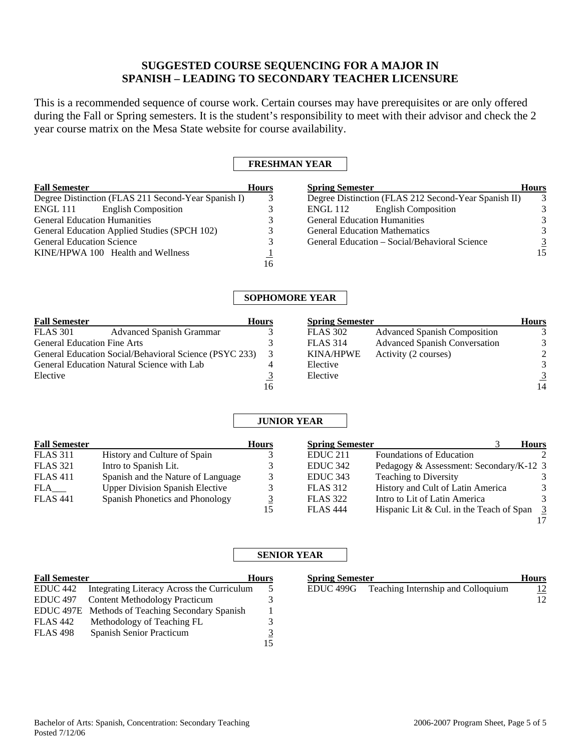# SUGGESTED COURSE SEQUENCING FOR A MAJOR IN SPANISH – LEADING TO SECONDARY TEACHER LICENSURE

This is a recommended sequence of course work. Certain courses may have prerequisites or are only offered during the Fall or Spring semesters. It is the student's responsibility to meet with their advisor and check the 2 year course matrix on the Mesa State website for course availability.

## FRESHMAN YEAR

| Fall Semester | Hours |
|---|---|
| Degree Distinction (FLAS 211 Second-Year Spanish I) | 3 |
| ENGL 111 English Composition | 3 |
| General Education Humanities | 3 |
| General Education Applied Studies (SPCH 102) | 3 |
| General Education Science | 3 |
| KINE/HPWA 100 Health and Wellness | 1 |
| | 16 |

| Spring Semester | Hours |
|---|---|
| Degree Distinction (FLAS 212 Second-Year Spanish II) | 3 |
| ENGL 112 English Composition | 3 |
| General Education Humanities | 3 |
| General Education Mathematics | 3 |
| General Education – Social/Behavioral Science | 3 |
| | 15 |

## SOPHOMORE YEAR

| Fall Semester | | Hours |
|---|---|---|
| FLAS 301 | Advanced Spanish Grammar | 3 |
| General Education Fine Arts | | 3 |
| General Education Social/Behavioral Science (PSYC 233) | | 3 |
| General Education Natural Science with Lab | | 4 |
| Elective | | 3 |
| | | 16 |

| Spring Semester | | Hours |
|---|---|---|
| FLAS 302 | Advanced Spanish Composition | 3 |
| FLAS 314 | Advanced Spanish Conversation | 3 |
| KINA/HPWE | Activity (2 courses) | 2 |
| Elective | | 3 |
| Elective | | 3 |
| | | 14 |

## JUNIOR YEAR

| Fall Semester | | Hours |
|---|---|---|
| FLAS 311 | History and Culture of Spain | 3 |
| FLAS 321 | Intro to Spanish Lit. | 3 |
| FLAS 411 | Spanish and the Nature of Language | 3 |
| FLA___ | Upper Division Spanish Elective | 3 |
| FLAS 441 | Spanish Phonetics and Phonology | 3 |
| | | 15 |

| Spring Semester | 3 | Hours |
|---|---|---|
| EDUC 211 | Foundations of Education | 2 |
| EDUC 342 | Pedagogy & Assessment: Secondary/K-12 | 3 |
| EDUC 343 | Teaching to Diversity | 3 |
| FLAS 312 | History and Cult of Latin America | 3 |
| FLAS 322 | Intro to Lit of Latin America | 3 |
| FLAS 444 | Hispanic Lit & Cul. in the Teach of Span | 3 |
| | | 17 |

## SENIOR YEAR

| Fall Semester | | Hours |
|---|---|---|
| EDUC 442 | Integrating Literacy Across the Curriculum | 5 |
| EDUC 497 | Content Methodology Practicum | 3 |
| EDUC 497E | Methods of Teaching Secondary Spanish | 1 |
| FLAS 442 | Methodology of Teaching FL | 3 |
| FLAS 498 | Spanish Senior Practicum | 3 |
| | | 15 |

| Spring Semester | | Hours |
|---|---|---|
| EDUC 499G | Teaching Internship and Colloquium | 12 |
| | | 12 |

Bachelor of Arts: Spanish, Concentration: Secondary Teaching
Posted 7/12/06